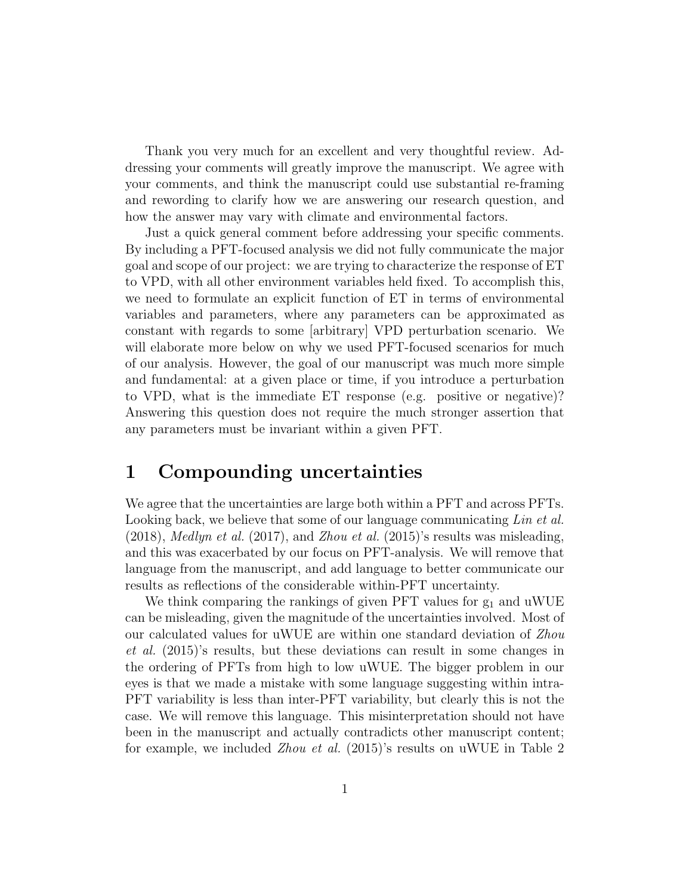Thank you very much for an excellent and very thoughtful review. Addressing your comments will greatly improve the manuscript. We agree with your comments, and think the manuscript could use substantial re-framing and rewording to clarify how we are answering our research question, and how the answer may vary with climate and environmental factors.

Just a quick general comment before addressing your specific comments. By including a PFT-focused analysis we did not fully communicate the major goal and scope of our project: we are trying to characterize the response of ET to VPD, with all other environment variables held fixed. To accomplish this, we need to formulate an explicit function of ET in terms of environmental variables and parameters, where any parameters can be approximated as constant with regards to some [arbitrary] VPD perturbation scenario. We will elaborate more below on why we used PFT-focused scenarios for much of our analysis. However, the goal of our manuscript was much more simple and fundamental: at a given place or time, if you introduce a perturbation to VPD, what is the immediate ET response (e.g. positive or negative)? Answering this question does not require the much stronger assertion that any parameters must be invariant within a given PFT.

# 1 Compounding uncertainties

We agree that the uncertainties are large both within a PFT and across PFTs. Looking back, we believe that some of our language communicating *Lin et al.* (2018), *Medlyn et al.* (2017), and *Zhou et al.* (2015)'s results was misleading, and this was exacerbated by our focus on PFT-analysis. We will remove that language from the manuscript, and add language to better communicate our results as reflections of the considerable within-PFT uncertainty.

We think comparing the rankings of given PFT values for $g_1$ and uWUE can be misleading, given the magnitude of the uncertainties involved. Most of our calculated values for uWUE are within one standard deviation of *Zhou et al.* (2015)'s results, but these deviations can result in some changes in the ordering of PFTs from high to low uWUE. The bigger problem in our eyes is that we made a mistake with some language suggesting within intra-PFT variability is less than inter-PFT variability, but clearly this is not the case. We will remove this language. This misinterpretation should not have been in the manuscript and actually contradicts other manuscript content; for example, we included *Zhou et al.* (2015)'s results on uWUE in Table 2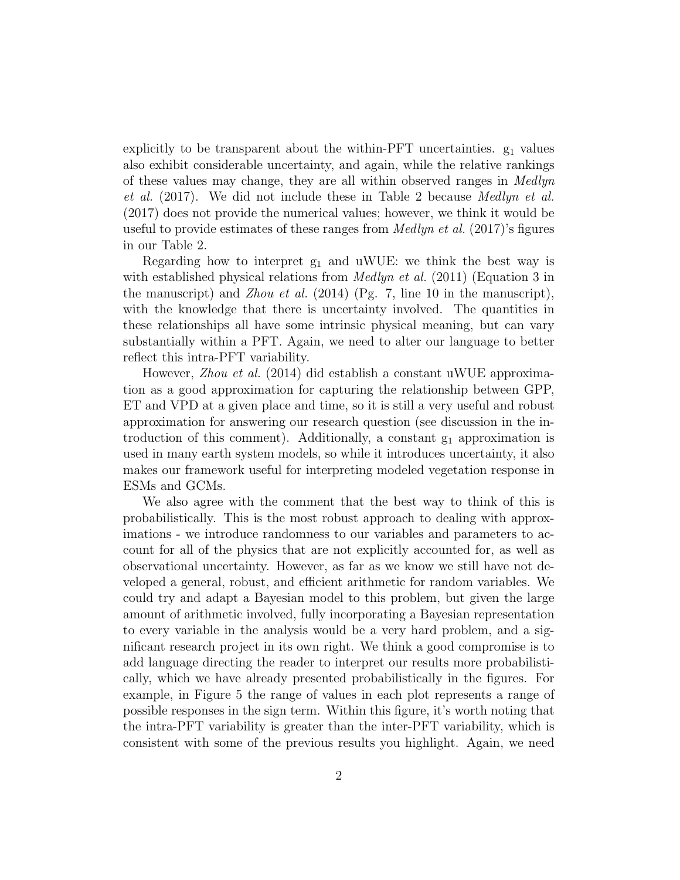explicitly to be transparent about the within-PFT uncertainties. $g_1$ values also exhibit considerable uncertainty, and again, while the relative rankings of these values may change, they are all within observed ranges in *Medlyn et al.* (2017). We did not include these in Table 2 because *Medlyn et al.* (2017) does not provide the numerical values; however, we think it would be useful to provide estimates of these ranges from *Medlyn et al.* (2017)'s figures in our Table 2.

Regarding how to interpret $g_1$ and uWUE: we think the best way is with established physical relations from *Medlyn et al.* (2011) (Equation 3 in the manuscript) and *Zhou et al.* (2014) (Pg. 7, line 10 in the manuscript), with the knowledge that there is uncertainty involved. The quantities in these relationships all have some intrinsic physical meaning, but can vary substantially within a PFT. Again, we need to alter our language to better reflect this intra-PFT variability.

However, *Zhou et al.* (2014) did establish a constant uWUE approximation as a good approximation for capturing the relationship between GPP, ET and VPD at a given place and time, so it is still a very useful and robust approximation for answering our research question (see discussion in the introduction of this comment). Additionally, a constant $g_1$ approximation is used in many earth system models, so while it introduces uncertainty, it also makes our framework useful for interpreting modeled vegetation response in ESMs and GCMs.

We also agree with the comment that the best way to think of this is probabilistically. This is the most robust approach to dealing with approximations - we introduce randomness to our variables and parameters to account for all of the physics that are not explicitly accounted for, as well as observational uncertainty. However, as far as we know we still have not developed a general, robust, and efficient arithmetic for random variables. We could try and adapt a Bayesian model to this problem, but given the large amount of arithmetic involved, fully incorporating a Bayesian representation to every variable in the analysis would be a very hard problem, and a significant research project in its own right. We think a good compromise is to add language directing the reader to interpret our results more probabilistically, which we have already presented probabilistically in the figures. For example, in Figure 5 the range of values in each plot represents a range of possible responses in the sign term. Within this figure, it's worth noting that the intra-PFT variability is greater than the inter-PFT variability, which is consistent with some of the previous results you highlight. Again, we need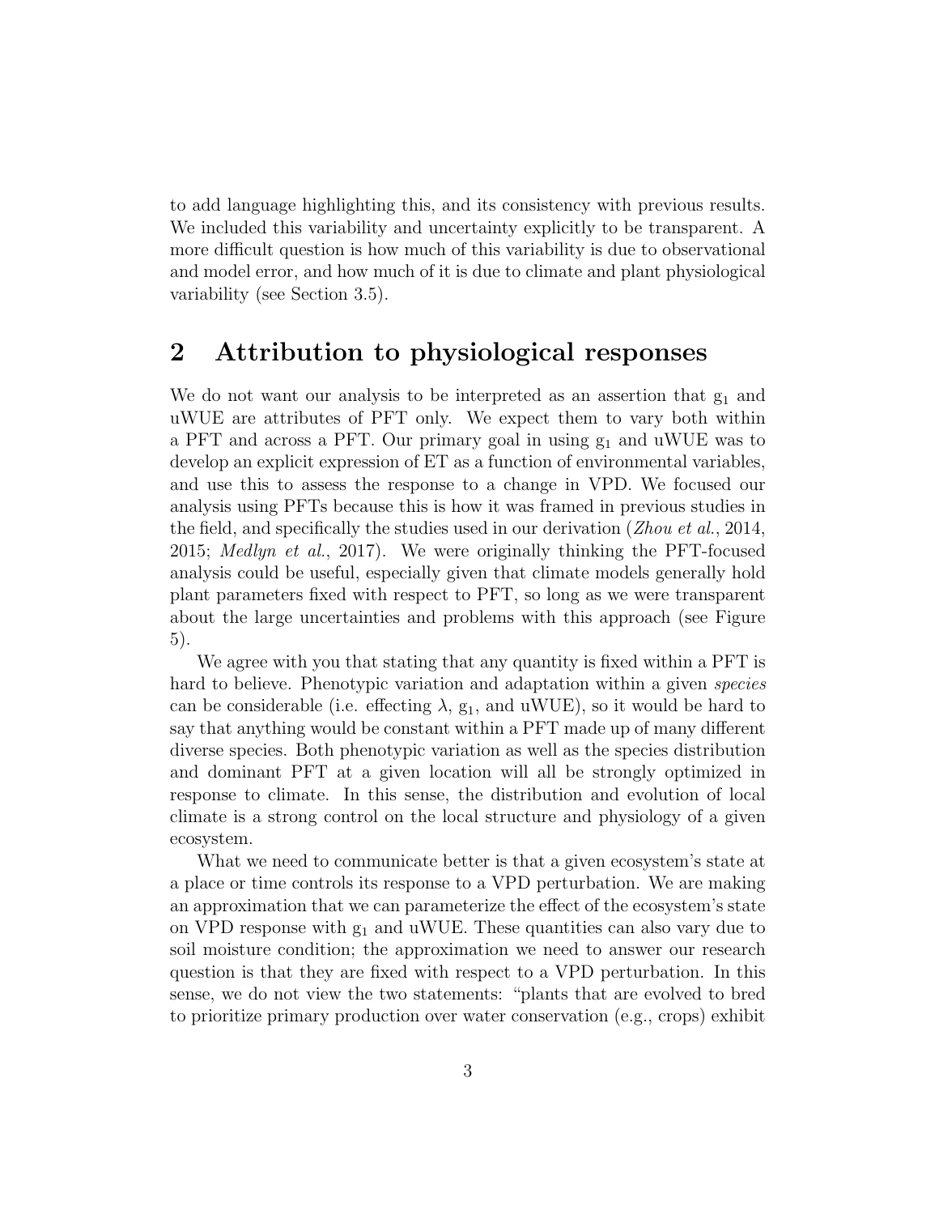to add language highlighting this, and its consistency with previous results. We included this variability and uncertainty explicitly to be transparent. A more difficult question is how much of this variability is due to observational and model error, and how much of it is due to climate and plant physiological variability (see Section 3.5).

## 2 Attribution to physiological responses

We do not want our analysis to be interpreted as an assertion that $g_1$ and uWUE are attributes of PFT only. We expect them to vary both within a PFT and across a PFT. Our primary goal in using $g_1$ and uWUE was to develop an explicit expression of ET as a function of environmental variables, and use this to assess the response to a change in VPD. We focused our analysis using PFTs because this is how it was framed in previous studies in the field, and specifically the studies used in our derivation (*Zhou et al.*, 2014, 2015; *Medlyn et al.*, 2017). We were originally thinking the PFT-focused analysis could be useful, especially given that climate models generally hold plant parameters fixed with respect to PFT, so long as we were transparent about the large uncertainties and problems with this approach (see Figure 5).

We agree with you that stating that any quantity is fixed within a PFT is hard to believe. Phenotypic variation and adaptation within a given *species* can be considerable (i.e. effecting $\lambda$, $g_1$, and uWUE), so it would be hard to say that anything would be constant within a PFT made up of many different diverse species. Both phenotypic variation as well as the species distribution and dominant PFT at a given location will all be strongly optimized in response to climate. In this sense, the distribution and evolution of local climate is a strong control on the local structure and physiology of a given ecosystem.

What we need to communicate better is that a given ecosystem's state at a place or time controls its response to a VPD perturbation. We are making an approximation that we can parameterize the effect of the ecosystem's state on VPD response with $g_1$ and uWUE. These quantities can also vary due to soil moisture condition; the approximation we need to answer our research question is that they are fixed with respect to a VPD perturbation. In this sense, we do not view the two statements: "plants that are evolved to bred to prioritize primary production over water conservation (e.g., crops) exhibit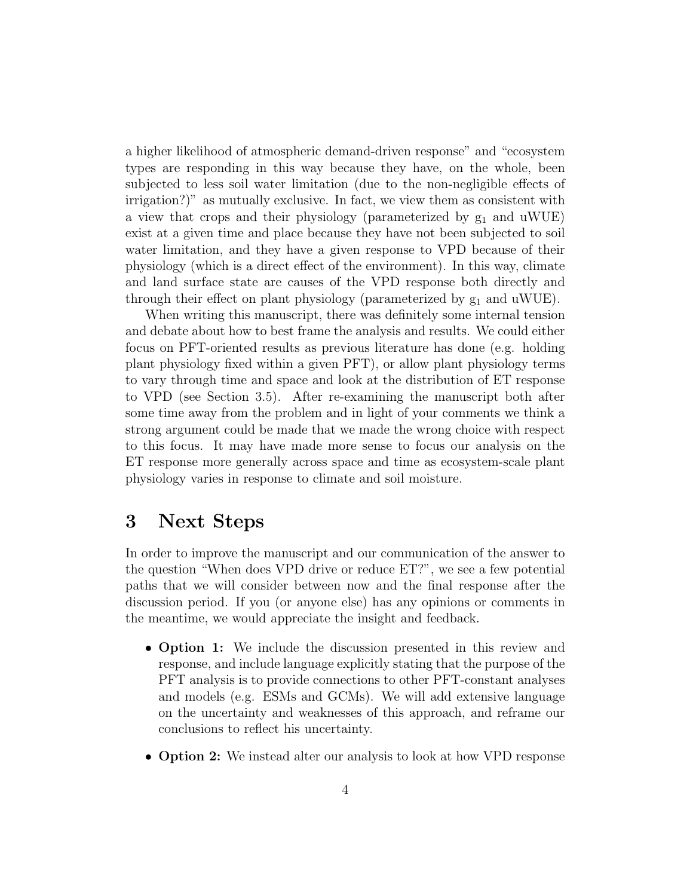a higher likelihood of atmospheric demand-driven response" and "ecosystem types are responding in this way because they have, on the whole, been subjected to less soil water limitation (due to the non-negligible effects of irrigation?)" as mutually exclusive. In fact, we view them as consistent with a view that crops and their physiology (parameterized by $g_1$ and uWUE) exist at a given time and place because they have not been subjected to soil water limitation, and they have a given response to VPD because of their physiology (which is a direct effect of the environment). In this way, climate and land surface state are causes of the VPD response both directly and through their effect on plant physiology (parameterized by $g_1$ and uWUE).

When writing this manuscript, there was definitely some internal tension and debate about how to best frame the analysis and results. We could either focus on PFT-oriented results as previous literature has done (e.g. holding plant physiology fixed within a given PFT), or allow plant physiology terms to vary through time and space and look at the distribution of ET response to VPD (see Section 3.5). After re-examining the manuscript both after some time away from the problem and in light of your comments we think a strong argument could be made that we made the wrong choice with respect to this focus. It may have made more sense to focus our analysis on the ET response more generally across space and time as ecosystem-scale plant physiology varies in response to climate and soil moisture.

# 3 Next Steps

In order to improve the manuscript and our communication of the answer to the question "When does VPD drive or reduce ET?", we see a few potential paths that we will consider between now and the final response after the discussion period. If you (or anyone else) has any opinions or comments in the meantime, we would appreciate the insight and feedback.

- **Option 1:** We include the discussion presented in this review and response, and include language explicitly stating that the purpose of the PFT analysis is to provide connections to other PFT-constant analyses and models (e.g. ESMs and GCMs). We will add extensive language on the uncertainty and weaknesses of this approach, and reframe our conclusions to reflect his uncertainty.
- **Option 2:** We instead alter our analysis to look at how VPD response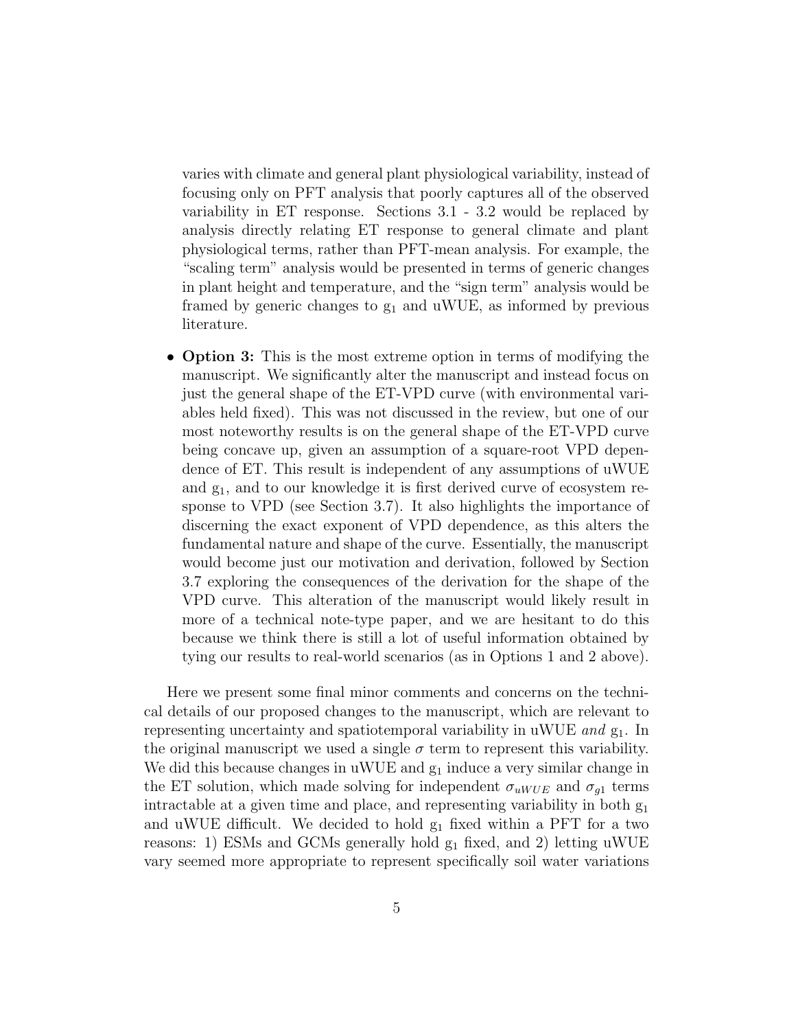varies with climate and general plant physiological variability, instead of focusing only on PFT analysis that poorly captures all of the observed variability in ET response. Sections 3.1 - 3.2 would be replaced by analysis directly relating ET response to general climate and plant physiological terms, rather than PFT-mean analysis. For example, the "scaling term" analysis would be presented in terms of generic changes in plant height and temperature, and the "sign term" analysis would be framed by generic changes to $g_1$ and uWUE, as informed by previous literature.

- **Option 3:** This is the most extreme option in terms of modifying the manuscript. We significantly alter the manuscript and instead focus on just the general shape of the ET-VPD curve (with environmental variables held fixed). This was not discussed in the review, but one of our most noteworthy results is on the general shape of the ET-VPD curve being concave up, given an assumption of a square-root VPD dependence of ET. This result is independent of any assumptions of uWUE and $g_1$, and to our knowledge it is first derived curve of ecosystem response to VPD (see Section 3.7). It also highlights the importance of discerning the exact exponent of VPD dependence, as this alters the fundamental nature and shape of the curve. Essentially, the manuscript would become just our motivation and derivation, followed by Section 3.7 exploring the consequences of the derivation for the shape of the VPD curve. This alteration of the manuscript would likely result in more of a technical note-type paper, and we are hesitant to do this because we think there is still a lot of useful information obtained by tying our results to real-world scenarios (as in Options 1 and 2 above).

Here we present some final minor comments and concerns on the technical details of our proposed changes to the manuscript, which are relevant to representing uncertainty and spatiotemporal variability in uWUE *and* $g_1$. In the original manuscript we used a single $\sigma$ term to represent this variability. We did this because changes in uWUE and $g_1$ induce a very similar change in the ET solution, which made solving for independent $\sigma_{uWUE}$ and $\sigma_{g1}$ terms intractable at a given time and place, and representing variability in both $g_1$ and uWUE difficult. We decided to hold $g_1$ fixed within a PFT for a two reasons: 1) ESMs and GCMs generally hold $g_1$ fixed, and 2) letting uWUE vary seemed more appropriate to represent specifically soil water variations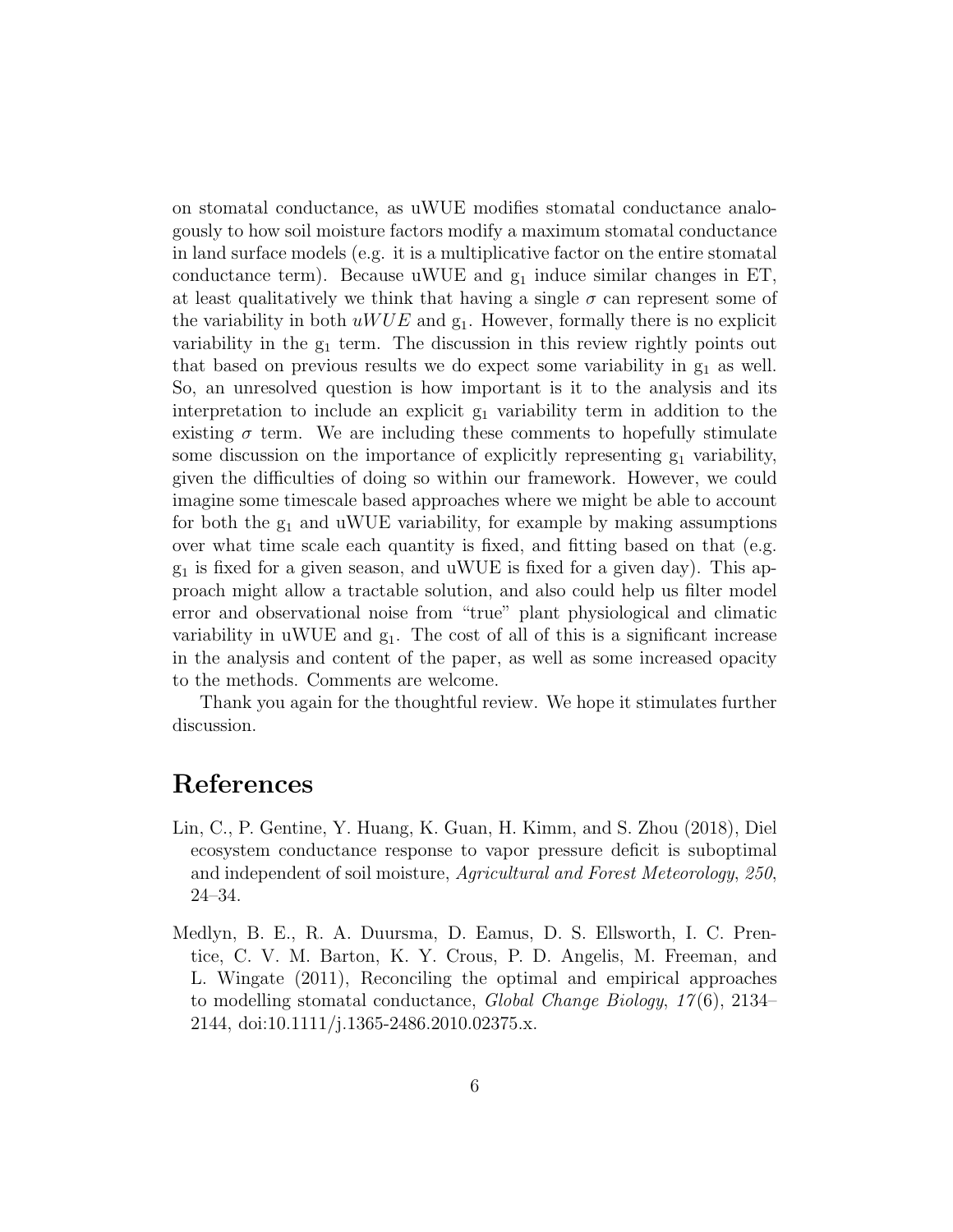on stomatal conductance, as uWUE modifies stomatal conductance analogously to how soil moisture factors modify a maximum stomatal conductance in land surface models (e.g. it is a multiplicative factor on the entire stomatal conductance term). Because uWUE and $g_1$ induce similar changes in ET, at least qualitatively we think that having a single $\sigma$ can represent some of the variability in both $uWUE$ and $g_1$. However, formally there is no explicit variability in the $g_1$ term. The discussion in this review rightly points out that based on previous results we do expect some variability in $g_1$ as well. So, an unresolved question is how important is it to the analysis and its interpretation to include an explicit $g_1$ variability term in addition to the existing $\sigma$ term. We are including these comments to hopefully stimulate some discussion on the importance of explicitly representing $g_1$ variability, given the difficulties of doing so within our framework. However, we could imagine some timescale based approaches where we might be able to account for both the $g_1$ and uWUE variability, for example by making assumptions over what time scale each quantity is fixed, and fitting based on that (e.g. $g_1$ is fixed for a given season, and uWUE is fixed for a given day). This approach might allow a tractable solution, and also could help us filter model error and observational noise from "true" plant physiological and climatic variability in uWUE and $g_1$. The cost of all of this is a significant increase in the analysis and content of the paper, as well as some increased opacity to the methods. Comments are welcome.

Thank you again for the thoughtful review. We hope it stimulates further discussion.

# References

Lin, C., P. Gentine, Y. Huang, K. Guan, H. Kimm, and S. Zhou (2018), Diel ecosystem conductance response to vapor pressure deficit is suboptimal and independent of soil moisture, *Agricultural and Forest Meteorology*, *250*, 24–34.

Medlyn, B. E., R. A. Duursma, D. Eamus, D. S. Ellsworth, I. C. Prentice, C. V. M. Barton, K. Y. Crous, P. D. Angelis, M. Freeman, and L. Wingate (2011), Reconciling the optimal and empirical approaches to modelling stomatal conductance, *Global Change Biology*, *17*(6), 2134–2144, doi:10.1111/j.1365-2486.2010.02375.x.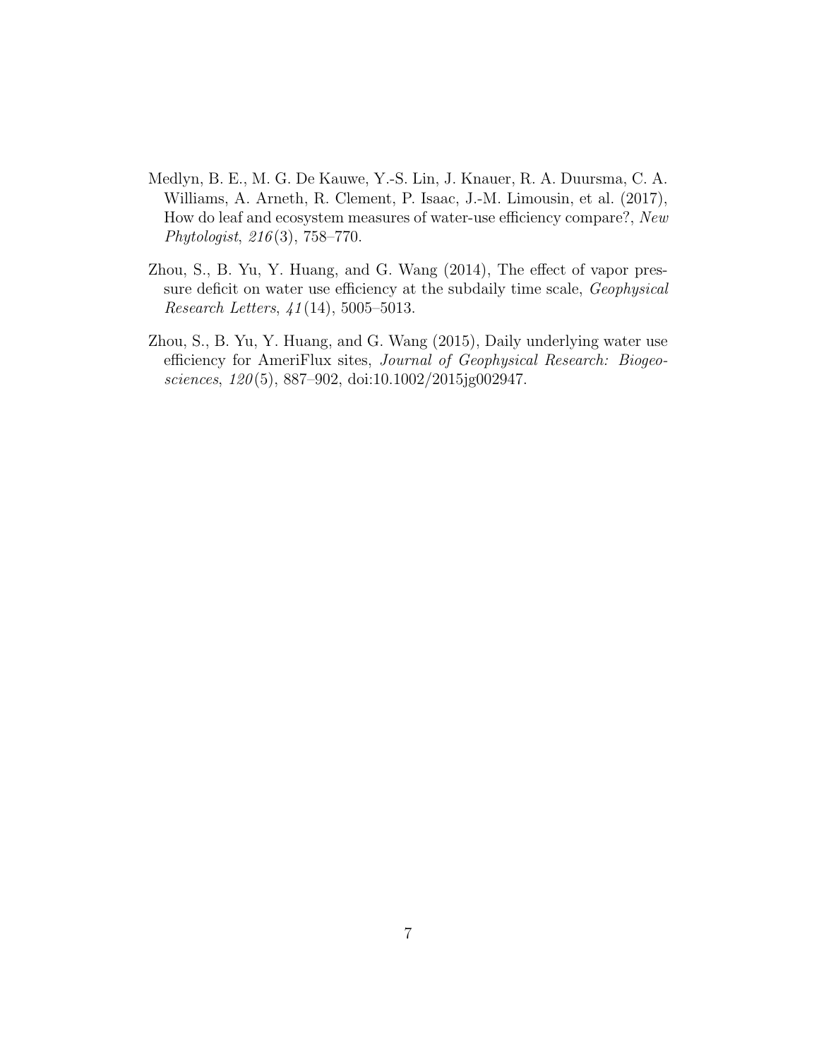Medlyn, B. E., M. G. De Kauwe, Y.-S. Lin, J. Knauer, R. A. Duursma, C. A. Williams, A. Arneth, R. Clement, P. Isaac, J.-M. Limousin, et al. (2017), How do leaf and ecosystem measures of water-use efficiency compare?, *New Phytologist*, *216*(3), 758–770.

Zhou, S., B. Yu, Y. Huang, and G. Wang (2014), The effect of vapor pressure deficit on water use efficiency at the subdaily time scale, *Geophysical Research Letters*, *41*(14), 5005–5013.

Zhou, S., B. Yu, Y. Huang, and G. Wang (2015), Daily underlying water use efficiency for AmeriFlux sites, *Journal of Geophysical Research: Biogeosciences*, *120*(5), 887–902, doi:10.1002/2015jg002947.